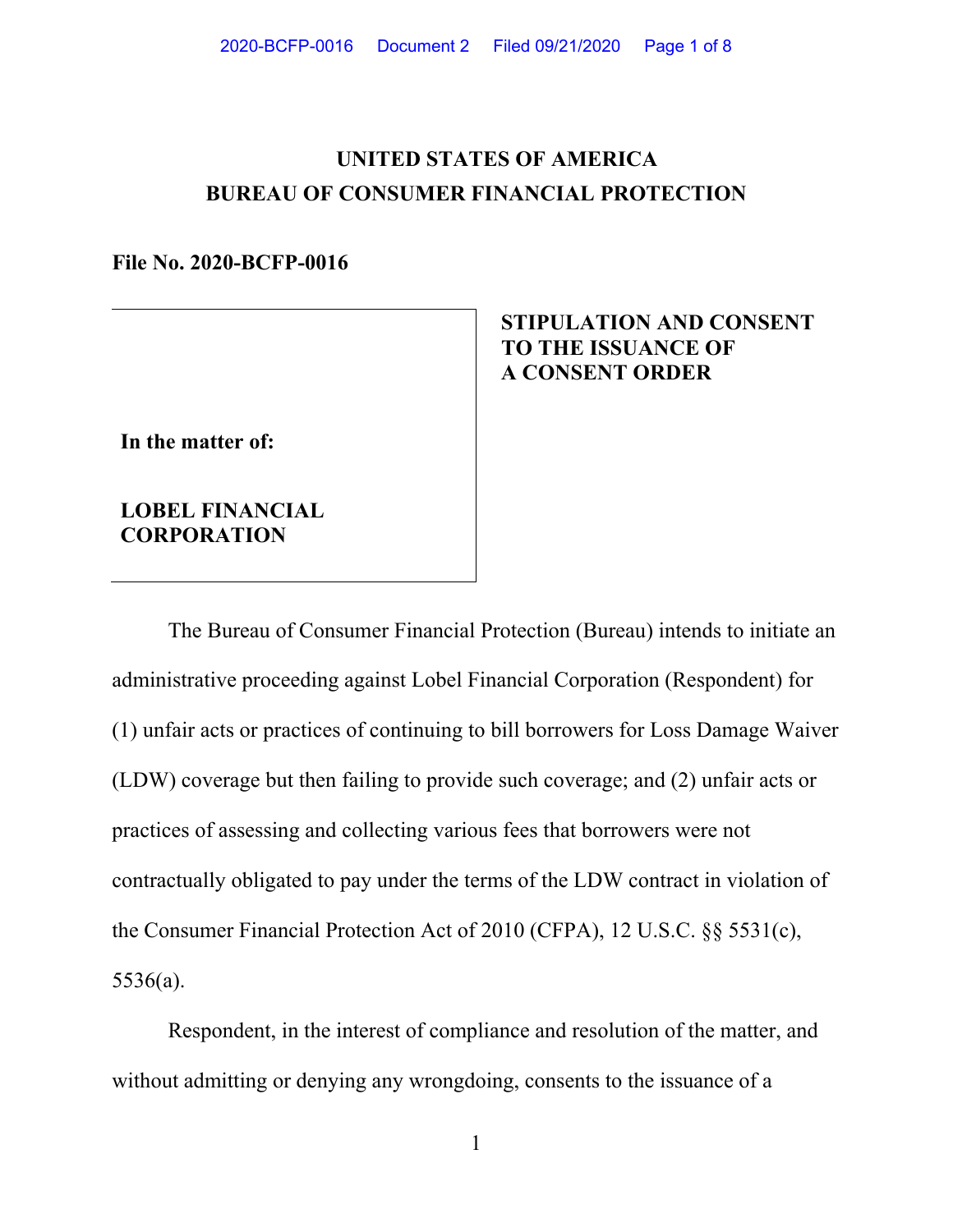# UNITED STATES OF AMERICA
# BUREAU OF CONSUMER FINANCIAL PROTECTION

**File No. 2020-BCFP-0016**

| **In the matter of:**<br><br>**LOBEL FINANCIAL CORPORATION** | **STIPULATION AND CONSENT TO THE ISSUANCE OF A CONSENT ORDER** |
|---|---|

The Bureau of Consumer Financial Protection (Bureau) intends to initiate an administrative proceeding against Lobel Financial Corporation (Respondent) for (1) unfair acts or practices of continuing to bill borrowers for Loss Damage Waiver (LDW) coverage but then failing to provide such coverage; and (2) unfair acts or practices of assessing and collecting various fees that borrowers were not contractually obligated to pay under the terms of the LDW contract in violation of the Consumer Financial Protection Act of 2010 (CFPA), 12 U.S.C. §§ 5531(c), 5536(a).

Respondent, in the interest of compliance and resolution of the matter, and without admitting or denying any wrongdoing, consents to the issuance of a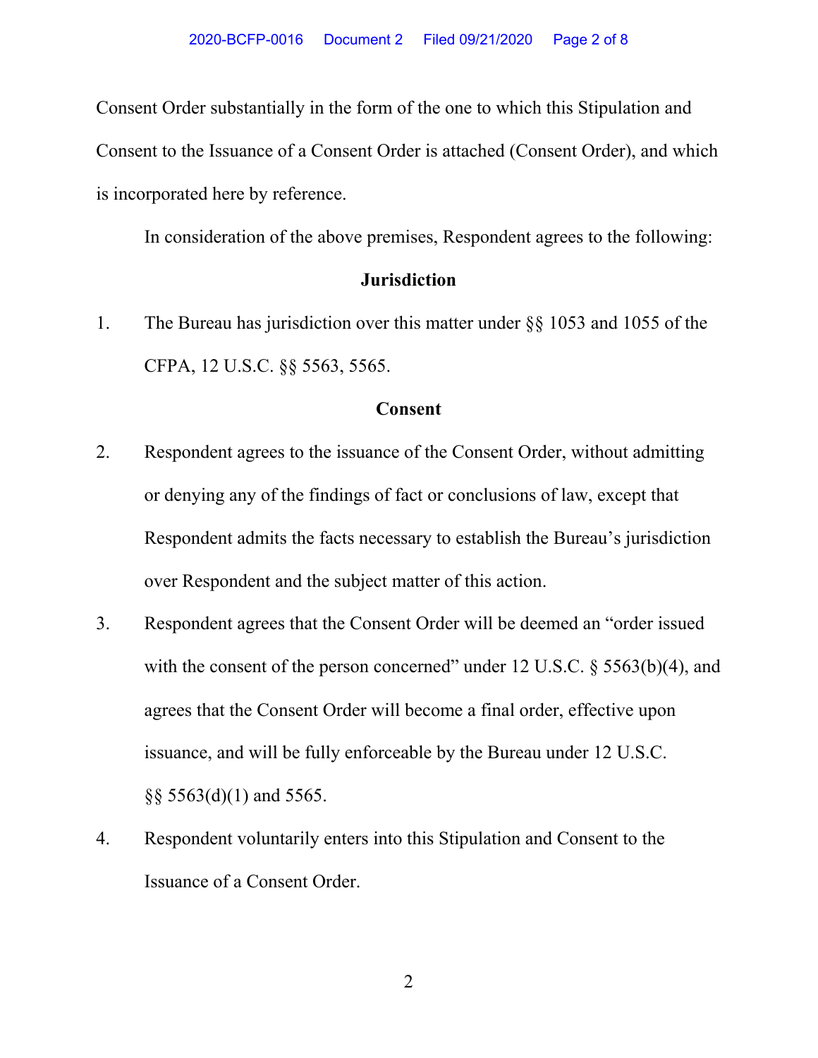Consent Order substantially in the form of the one to which this Stipulation and Consent to the Issuance of a Consent Order is attached (Consent Order), and which is incorporated here by reference.

In consideration of the above premises, Respondent agrees to the following:

## Jurisdiction

1. The Bureau has jurisdiction over this matter under §§ 1053 and 1055 of the CFPA, 12 U.S.C. §§ 5563, 5565.

## Consent

2. Respondent agrees to the issuance of the Consent Order, without admitting or denying any of the findings of fact or conclusions of law, except that Respondent admits the facts necessary to establish the Bureau's jurisdiction over Respondent and the subject matter of this action.

3. Respondent agrees that the Consent Order will be deemed an "order issued with the consent of the person concerned" under 12 U.S.C. § 5563(b)(4), and agrees that the Consent Order will become a final order, effective upon issuance, and will be fully enforceable by the Bureau under 12 U.S.C. §§ 5563(d)(1) and 5565.

4. Respondent voluntarily enters into this Stipulation and Consent to the Issuance of a Consent Order.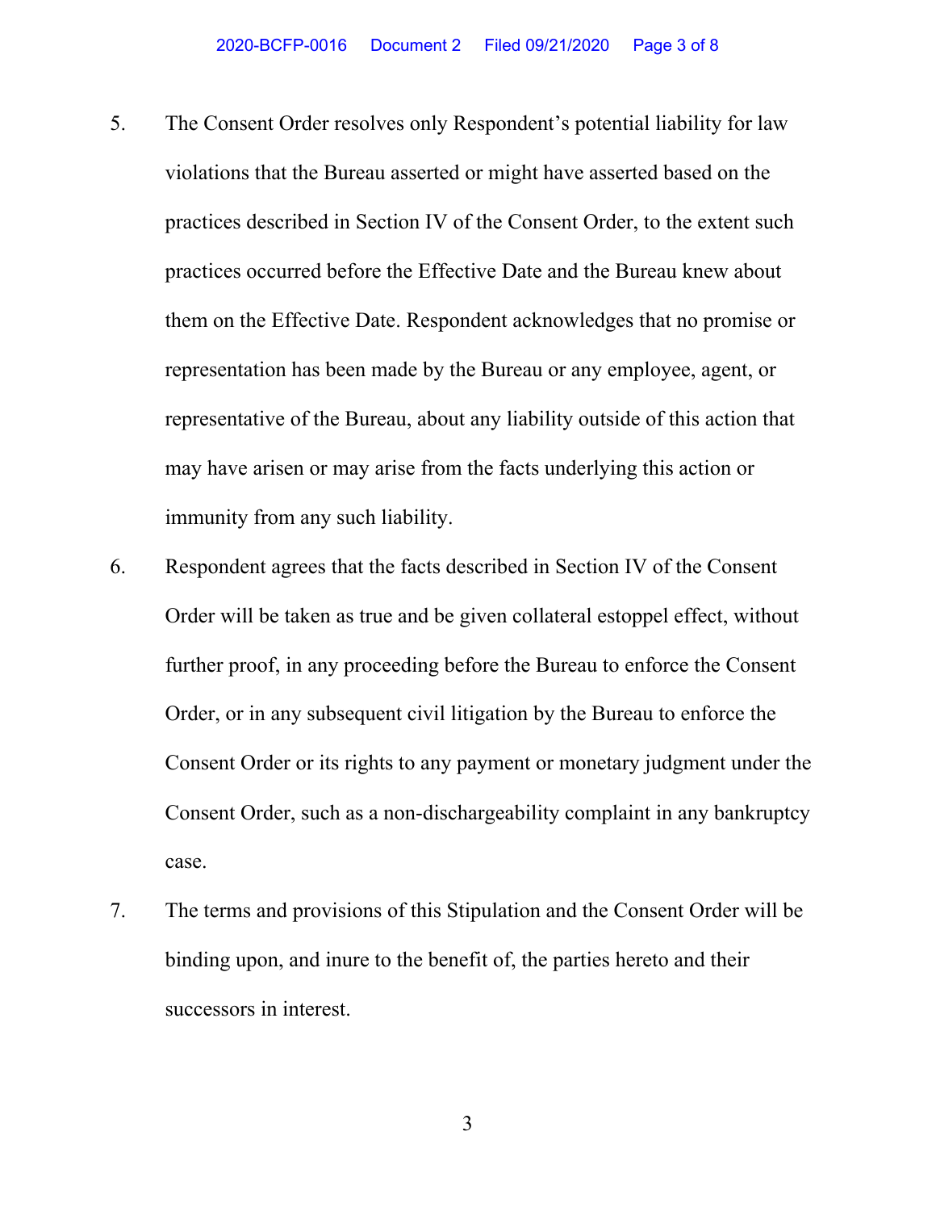5. The Consent Order resolves only Respondent's potential liability for law violations that the Bureau asserted or might have asserted based on the practices described in Section IV of the Consent Order, to the extent such practices occurred before the Effective Date and the Bureau knew about them on the Effective Date. Respondent acknowledges that no promise or representation has been made by the Bureau or any employee, agent, or representative of the Bureau, about any liability outside of this action that may have arisen or may arise from the facts underlying this action or immunity from any such liability.

6. Respondent agrees that the facts described in Section IV of the Consent Order will be taken as true and be given collateral estoppel effect, without further proof, in any proceeding before the Bureau to enforce the Consent Order, or in any subsequent civil litigation by the Bureau to enforce the Consent Order or its rights to any payment or monetary judgment under the Consent Order, such as a non-dischargeability complaint in any bankruptcy case.

7. The terms and provisions of this Stipulation and the Consent Order will be binding upon, and inure to the benefit of, the parties hereto and their successors in interest.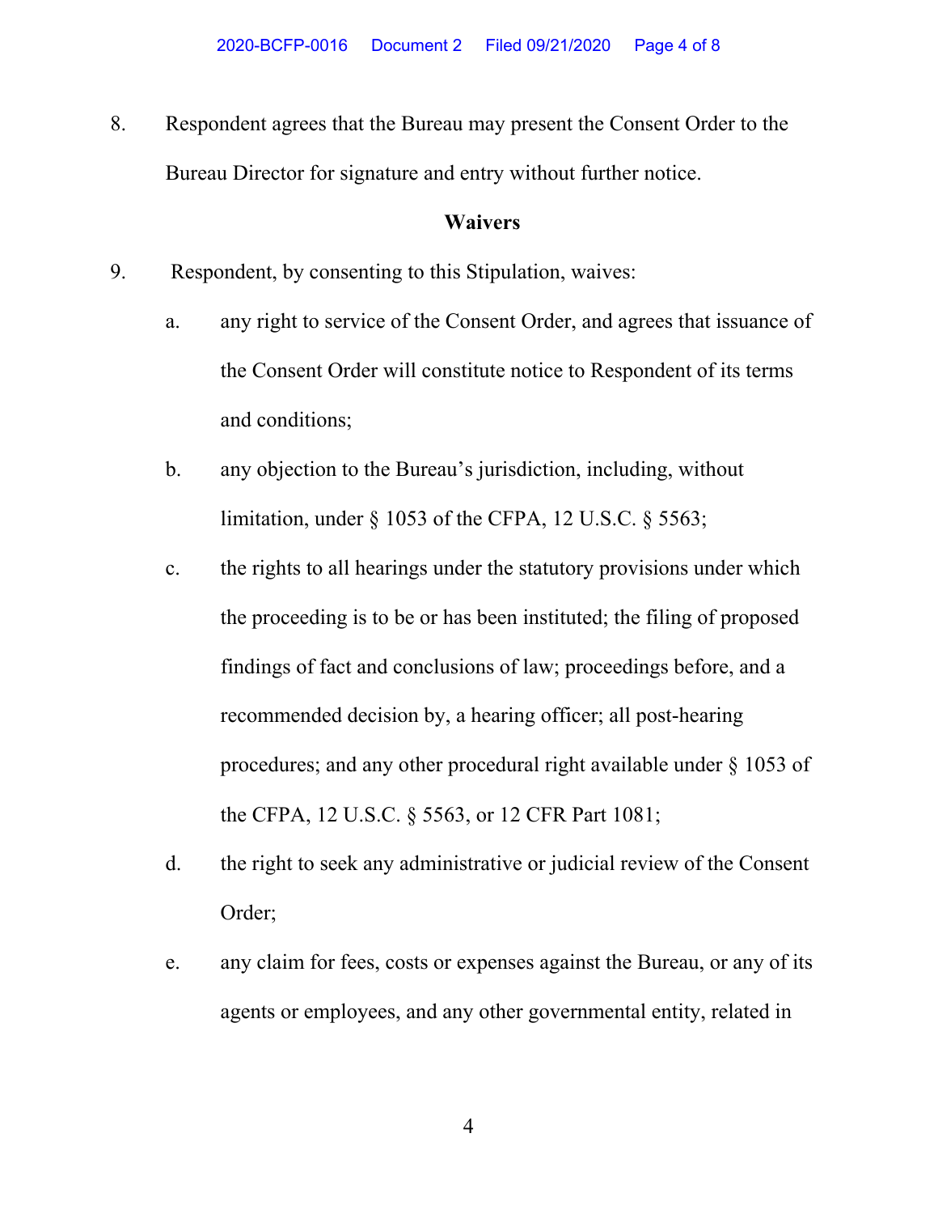8. Respondent agrees that the Bureau may present the Consent Order to the Bureau Director for signature and entry without further notice.

## Waivers

9. Respondent, by consenting to this Stipulation, waives:

   a. any right to service of the Consent Order, and agrees that issuance of the Consent Order will constitute notice to Respondent of its terms and conditions;

   b. any objection to the Bureau's jurisdiction, including, without limitation, under § 1053 of the CFPA, 12 U.S.C. § 5563;

   c. the rights to all hearings under the statutory provisions under which the proceeding is to be or has been instituted; the filing of proposed findings of fact and conclusions of law; proceedings before, and a recommended decision by, a hearing officer; all post-hearing procedures; and any other procedural right available under § 1053 of the CFPA, 12 U.S.C. § 5563, or 12 CFR Part 1081;

   d. the right to seek any administrative or judicial review of the Consent Order;

   e. any claim for fees, costs or expenses against the Bureau, or any of its agents or employees, and any other governmental entity, related in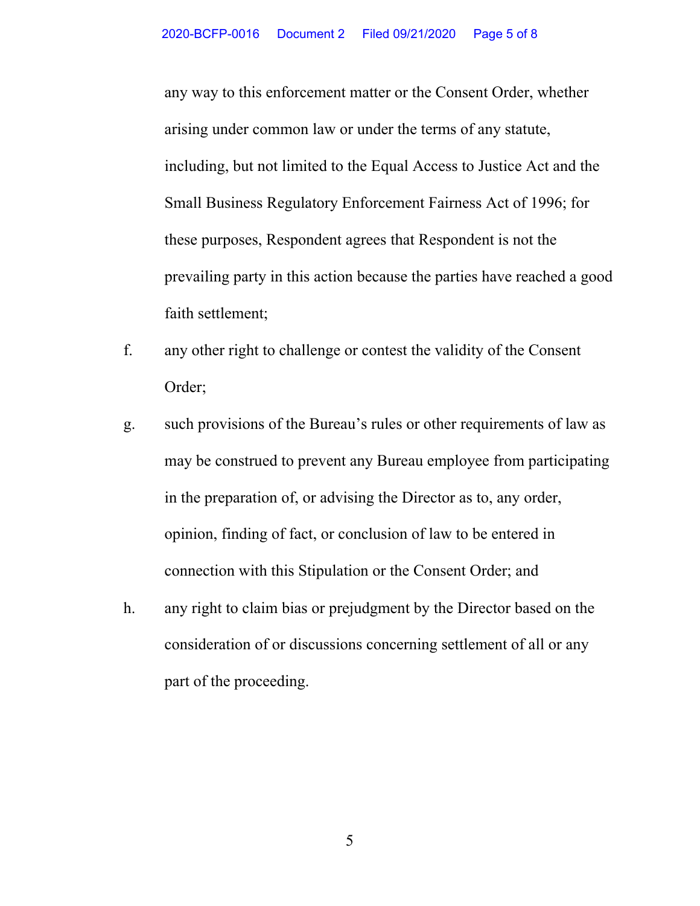any way to this enforcement matter or the Consent Order, whether arising under common law or under the terms of any statute, including, but not limited to the Equal Access to Justice Act and the Small Business Regulatory Enforcement Fairness Act of 1996; for these purposes, Respondent agrees that Respondent is not the prevailing party in this action because the parties have reached a good faith settlement;

f. any other right to challenge or contest the validity of the Consent Order;

g. such provisions of the Bureau's rules or other requirements of law as may be construed to prevent any Bureau employee from participating in the preparation of, or advising the Director as to, any order, opinion, finding of fact, or conclusion of law to be entered in connection with this Stipulation or the Consent Order; and

h. any right to claim bias or prejudgment by the Director based on the consideration of or discussions concerning settlement of all or any part of the proceeding.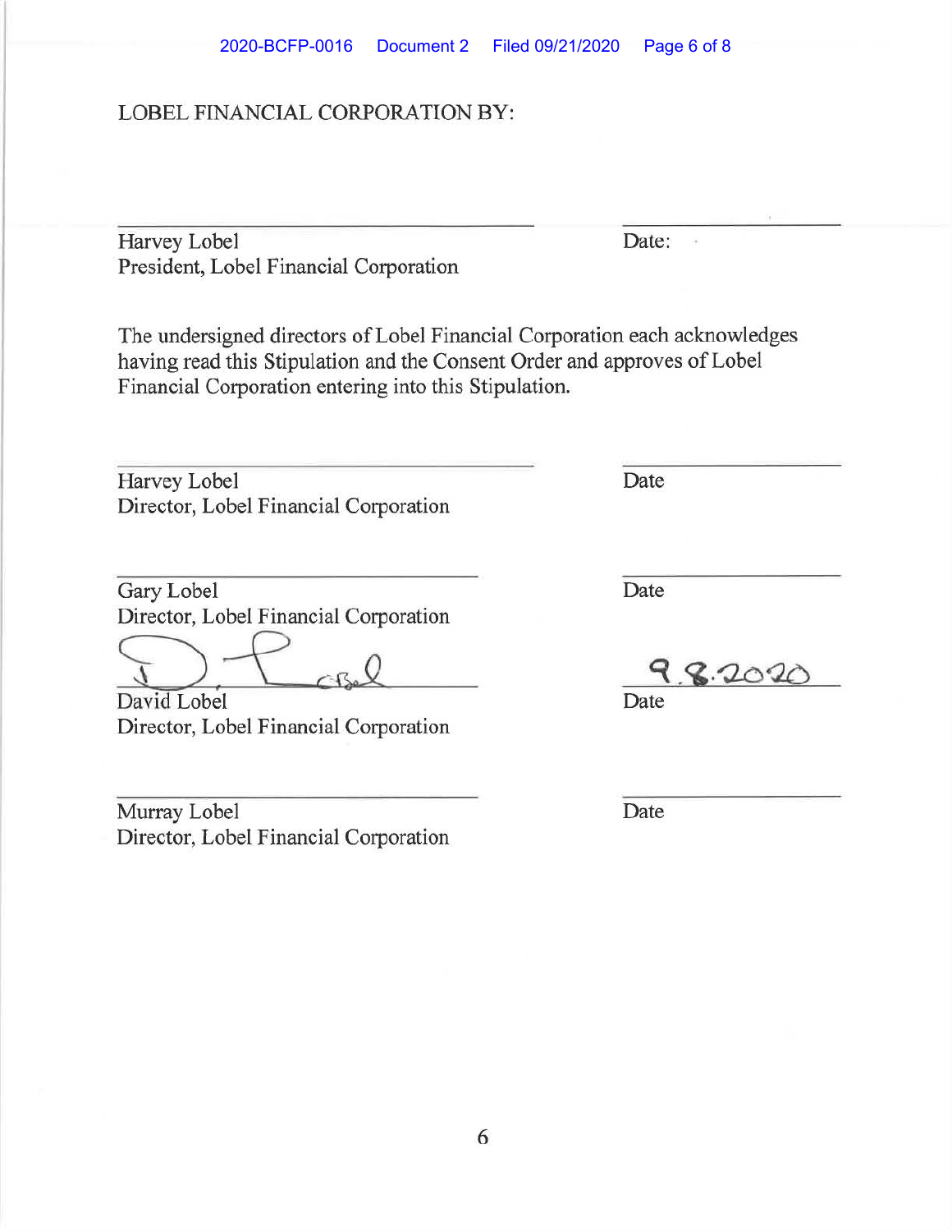LOBEL FINANCIAL CORPORATION BY:

_______________________________ Date: ___________

Harvey Lobel
President, Lobel Financial Corporation

The undersigned directors of Lobel Financial Corporation each acknowledges having read this Stipulation and the Consent Order and approves of Lobel Financial Corporation entering into this Stipulation.

_______________________________ ___________

Harvey Lobel — Date
Director, Lobel Financial Corporation

_______________________________ ___________

Gary Lobel — Date
Director, Lobel Financial Corporation

_______________________________ 9.8.2020

David Lobel — Date
Director, Lobel Financial Corporation

_______________________________ ___________

Murray Lobel — Date
Director, Lobel Financial Corporation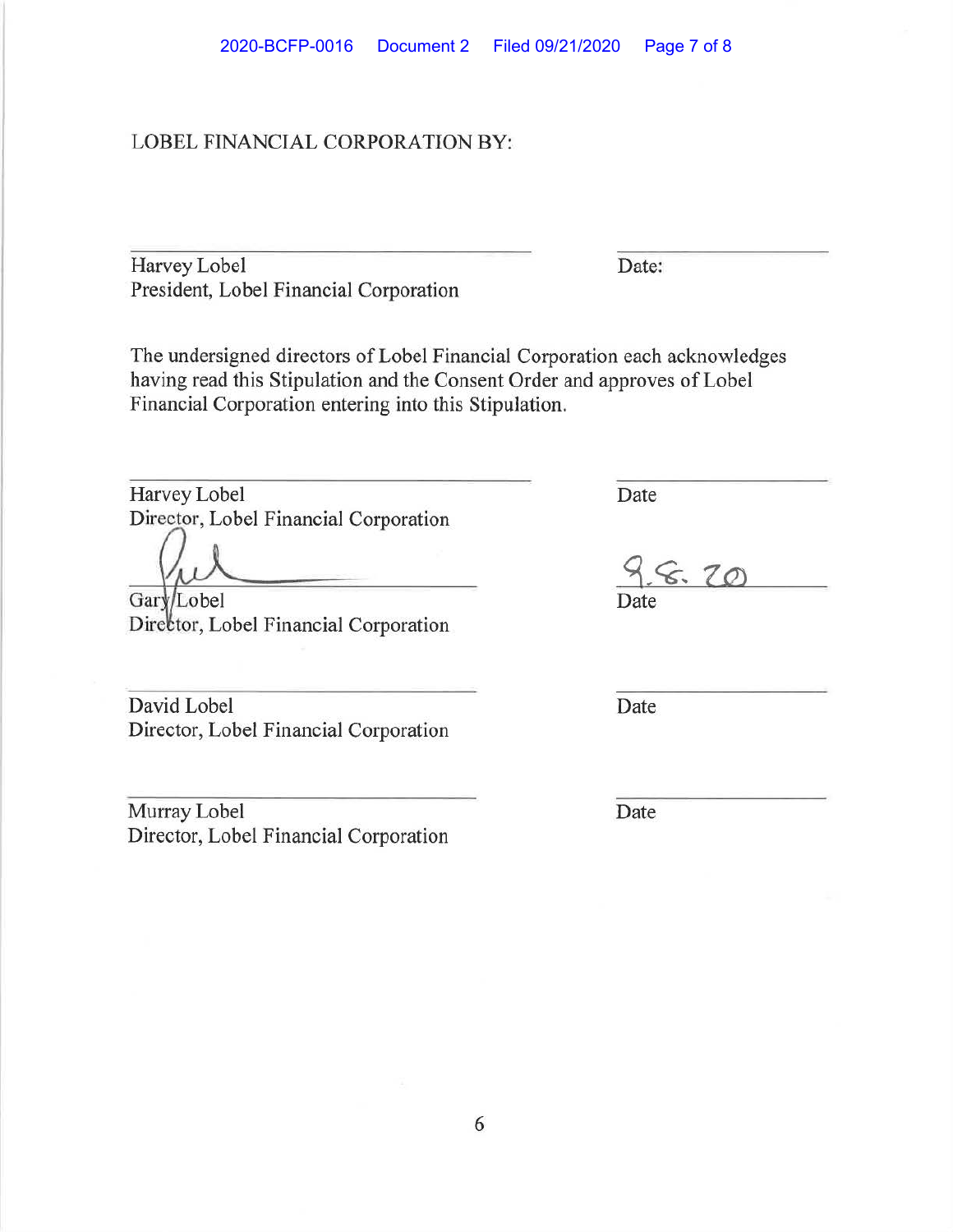LOBEL FINANCIAL CORPORATION BY:

______________________________ Date: ______________

Harvey Lobel
President, Lobel Financial Corporation

The undersigned directors of Lobel Financial Corporation each acknowledges having read this Stipulation and the Consent Order and approves of Lobel Financial Corporation entering into this Stipulation.

______________________________ ______________

Harvey Lobel Date
Director, Lobel Financial Corporation

______________________________ 9.8.20

Gary Lobel Date
Director, Lobel Financial Corporation

______________________________ ______________

David Lobel Date
Director, Lobel Financial Corporation

______________________________ ______________

Murray Lobel Date
Director, Lobel Financial Corporation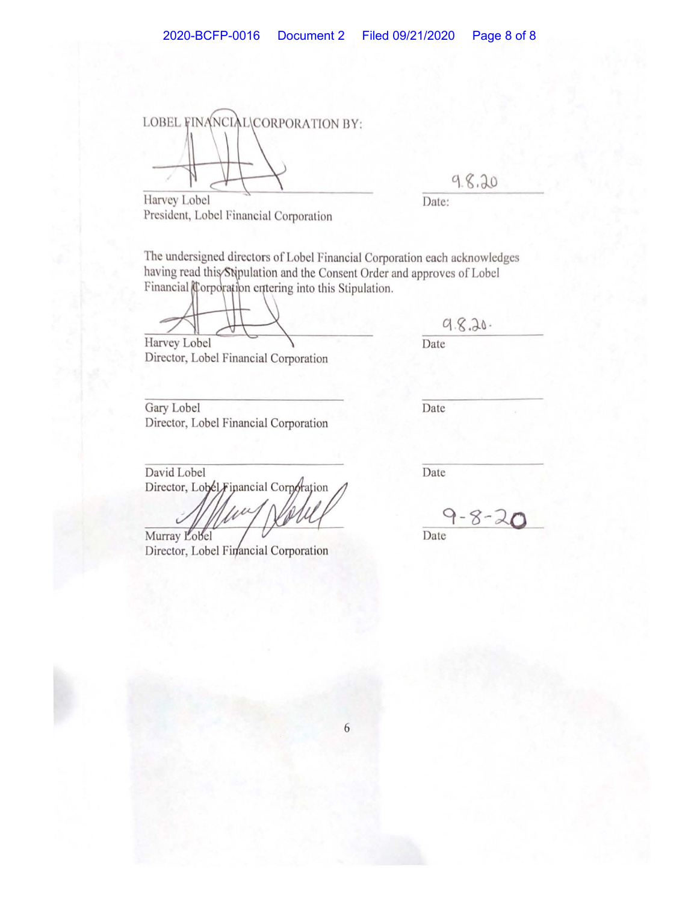LOBEL FINANCIAL CORPORATION BY:

Harvey Lobel
President, Lobel Financial Corporation

Date: 9.8.20

The undersigned directors of Lobel Financial Corporation each acknowledges having read this Stipulation and the Consent Order and approves of Lobel Financial Corporation entering into this Stipulation.

Harvey Lobel
Director, Lobel Financial Corporation

Date 9.8.20.

Gary Lobel
Director, Lobel Financial Corporation

Date

David Lobel
Director, Lobel Financial Corporation

Date

Murray Lobel
Director, Lobel Financial Corporation

Date 9-8-20